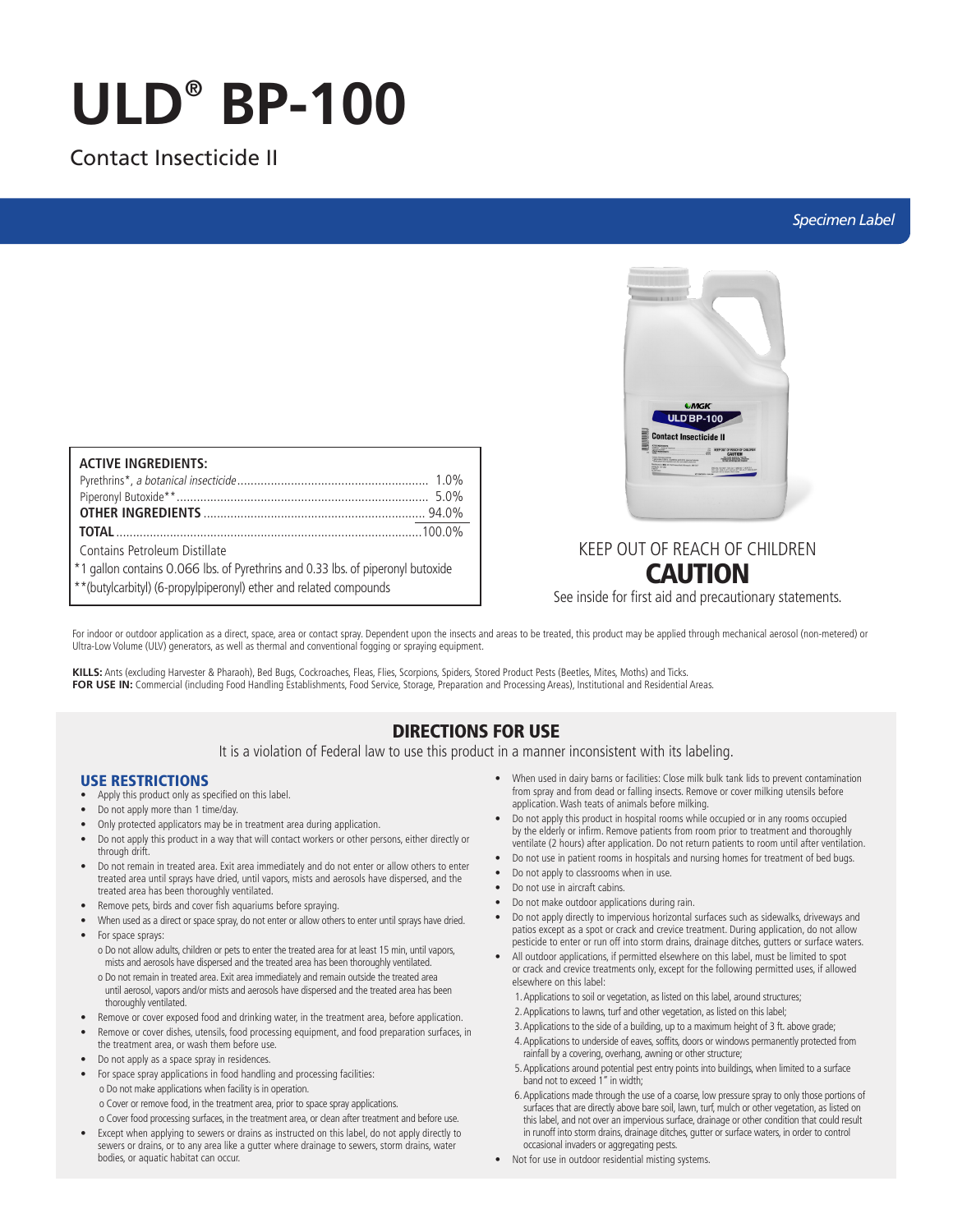# ULD® BP-100

Contact Insecticide II

*Specimen Label*

| ACTIVE INGREDIENTS: | |
|---|---|
| Pyrethrins*, *a botanical insecticide* | 1.0% |
| Piperonyl Butoxide** | 5.0% |
| **OTHER INGREDIENTS** | 94.0% |
| **TOTAL** | 100.0% |

Contains Petroleum Distillate

*1 gallon contains 0.066 lbs. of Pyrethrins and 0.33 lbs. of piperonyl butoxide

**(butylcarbityl) (6-propylpiperonyl) ether and related compounds

KEEP OUT OF REACH OF CHILDREN

**CAUTION**

See inside for first aid and precautionary statements.

For indoor or outdoor application as a direct, space, area or contact spray. Dependent upon the insects and areas to be treated, this product may be applied through mechanical aerosol (non-metered) or Ultra-Low Volume (ULV) generators, as well as thermal and conventional fogging or spraying equipment.

**KILLS:** Ants (excluding Harvester & Pharaoh), Bed Bugs, Cockroaches, Fleas, Flies, Scorpions, Spiders, Stored Product Pests (Beetles, Mites, Moths) and Ticks.

**FOR USE IN:** Commercial (including Food Handling Establishments, Food Service, Storage, Preparation and Processing Areas), Institutional and Residential Areas.

## DIRECTIONS FOR USE

It is a violation of Federal law to use this product in a manner inconsistent with its labeling.

### USE RESTRICTIONS

- Apply this product only as specified on this label.
- Do not apply more than 1 time/day.
- Only protected applicators may be in treatment area during application.
- Do not apply this product in a way that will contact workers or other persons, either directly or through drift.
- Do not remain in treated area. Exit area immediately and do not enter or allow others to enter treated area until sprays have dried, until vapors, mists and aerosols have dispersed, and the treated area has been thoroughly ventilated.
- Remove pets, birds and cover fish aquariums before spraying.
- When used as a direct or space spray, do not enter or allow others to enter until sprays have dried.
- For space sprays:
  - o Do not allow adults, children or pets to enter the treated area for at least 15 min, until vapors, mists and aerosols have dispersed and the treated area has been thoroughly ventilated.
  - o Do not remain in treated area. Exit area immediately and remain outside the treated area until aerosol, vapors and/or mists and aerosols have dispersed and the treated area has been thoroughly ventilated.
- Remove or cover exposed food and drinking water, in the treatment area, before application.
- Remove or cover dishes, utensils, food processing equipment, and food preparation surfaces, in the treatment area, or wash them before use.
- Do not apply as a space spray in residences.
- For space spray applications in food handling and processing facilities:
  - o Do not make applications when facility is in operation.
  - o Cover or remove food, in the treatment area, prior to space spray applications.
  - o Cover food processing surfaces, in the treatment area, or clean after treatment and before use.
- Except when applying to sewers or drains as instructed on this label, do not apply directly to sewers or drains, or to any area like a gutter where drainage to sewers, storm drains, water bodies, or aquatic habitat can occur.
- When used in dairy barns or facilities: Close milk bulk tank lids to prevent contamination from spray and from dead or falling insects. Remove or cover milking utensils before application. Wash teats of animals before milking.
- Do not apply this product in hospital rooms while occupied or in any rooms occupied by the elderly or infirm. Remove patients from room prior to treatment and thoroughly ventilate (2 hours) after application. Do not return patients to room until after ventilation.
- Do not use in patient rooms in hospitals and nursing homes for treatment of bed bugs.
- Do not apply to classrooms when in use.
- Do not use in aircraft cabins.
- Do not make outdoor applications during rain.
- Do not apply directly to impervious horizontal surfaces such as sidewalks, driveways and patios except as a spot or crack and crevice treatment. During application, do not allow pesticide to enter or run off into storm drains, drainage ditches, gutters or surface waters.
- All outdoor applications, if permitted elsewhere on this label, must be limited to spot or crack and crevice treatments only, except for the following permitted uses, if allowed elsewhere on this label:
  1. Applications to soil or vegetation, as listed on this label, around structures;
  2. Applications to lawns, turf and other vegetation, as listed on this label;
  3. Applications to the side of a building, up to a maximum height of 3 ft. above grade;
  4. Applications to underside of eaves, soffits, doors or windows permanently protected from rainfall by a covering, overhang, awning or other structure;
  5. Applications around potential pest entry points into buildings, when limited to a surface band not to exceed 1" in width;
  6. Applications made through the use of a coarse, low pressure spray to only those portions of surfaces that are directly above bare soil, lawn, turf, mulch or other vegetation, as listed on this label, and not over an impervious surface, drainage or other condition that could result in runoff into storm drains, drainage ditches, gutter or surface waters, in order to control occasional invaders or aggregating pests.
- Not for use in outdoor residential misting systems.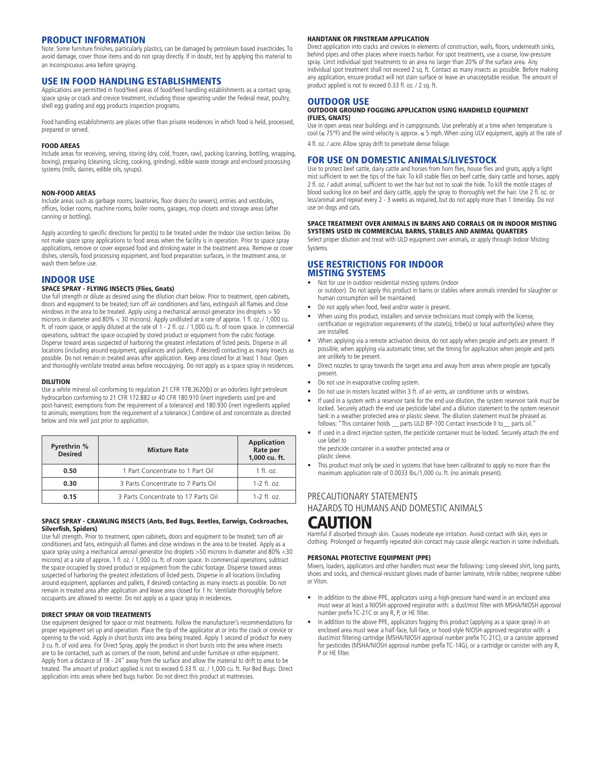## PRODUCT INFORMATION

Note: Some furniture finishes, particularly plastics, can be damaged by petroleum based insecticides. To avoid damage, cover those items and do not spray directly. If in doubt, test by applying this material to an inconspicuous area before spraying.

## USE IN FOOD HANDLING ESTABLISHMENTS

Applications are permitted in food/feed areas of food/feed handling establishments as a contact spray, space spray or crack and crevice treatment, including those operating under the Federal meat, poultry, shell egg grading and egg products inspection programs.

Food handling establishments are places other than private residences in which food is held, processed, prepared or served.

#### FOOD AREAS

Include areas for receiving, serving, storing (dry, cold, frozen, raw), packing (canning, bottling, wrapping, boxing), preparing (cleaning, slicing, cooking, grinding), edible waste storage and enclosed processing systems (mills, dairies, edible oils, syrups).

#### NON-FOOD AREAS

Include areas such as garbage rooms, lavatories, floor drains (to sewers), entries and vestibules, offices, locker rooms, machine rooms, boiler rooms, garages, mop closets and storage areas (after canning or bottling).

Apply according to specific directions for pest(s) to be treated under the Indoor Use section below. Do not make space spray applications to food areas when the facility is in operation. Prior to space spray applications, remove or cover exposed food and drinking water in the treatment area. Remove or cover dishes, utensils, food processing equipment, and food preparation surfaces, in the treatment area, or wash them before use.

## INDOOR USE

#### SPACE SPRAY - FLYING INSECTS (Flies, Gnats)

Use full strength or dilute as desired using the dilution chart below. Prior to treatment, open cabinets, doors and equipment to be treated; turn off air conditioners and fans, extinguish all flames and close windows in the area to be treated. Apply using a mechanical aerosol generator (no droplets > 50 microns in diameter and 80% < 30 microns). Apply undiluted at a rate of approx. 1 fl. oz. / 1,000 cu. ft. of room space, or apply diluted at the rate of 1 - 2 fl. oz. / 1,000 cu. ft. of room space. In commercial operations, subtract the space occupied by stored product or equipment from the cubic footage. Disperse toward areas suspected of harboring the greatest infestations of listed pests. Disperse in all locations (including around equipment, appliances and pallets, if desired) contacting as many insects as possible. Do not remain in treated areas after application. Keep area closed for at least 1 hour. Open and thoroughly ventilate treated areas before reoccupying. Do not apply as a space spray in residences.

#### DILUTION

Use a white mineral oil conforming to regulation 21 CFR 178.3620(b) or an odorless light petroleum hydrocarbon conforming to 21 CFR 172.882 or 40 CFR 180.910 (inert ingredients used pre and post-harvest; exemptions from the requirement of a tolerance) and 180.930 (inert ingredients applied to animals; exemptions from the requirement of a tolerance.) Combine oil and concentrate as directed below and mix well just prior to application.

| Pyrethrin % Desired | Mixture Rate | Application Rate per 1,000 cu. ft. |
|---|---|---|
| 0.50 | 1 Part Concentrate to 1 Part Oil | 1 fl. oz. |
| 0.30 | 3 Parts Concentrate to 7 Parts Oil | 1-2 fl. oz. |
| 0.15 | 3 Parts Concentrate to 17 Parts Oil | 1-2 fl. oz. |

#### SPACE SPRAY - CRAWLING INSECTS (Ants, Bed Bugs, Beetles, Earwigs, Cockroaches, Silverfish, Spiders)

Use full strength. Prior to treatment, open cabinets, doors and equipment to be treated; turn off air conditioners and fans, extinguish all flames and close windows in the area to be treated. Apply as a space spray using a mechanical aerosol generator (no droplets >50 microns in diameter and 80% <30 microns) at a rate of approx. 1 fl. oz. / 1,000 cu. ft. of room space. In commercial operations, subtract the space occupied by stored product or equipment from the cubic footage. Disperse toward areas suspected of harboring the greatest infestations of listed pests. Disperse in all locations (including around equipment, appliances and pallets, if desired) contacting as many insects as possible. Do not remain in treated area after application and leave area closed for 1 hr. Ventilate thoroughly before occupants are allowed to reenter. Do not apply as a space spray in residences.

#### DIRECT SPRAY OR VOID TREATMENTS

Use equipment designed for space or mist treatments. Follow the manufacturer's recommendations for proper equipment set up and operation. Place the tip of the applicator at or into the crack or crevice or opening to the void. Apply in short bursts into area being treated. Apply 1 second of product for every 3 cu. ft. of void area. For Direct Spray, apply the product in short bursts into the area where insects are to be contacted, such as corners of the room, behind and under furniture or other equipment. Apply from a distance of 18 - 24" away from the surface and allow the material to drift to area to be treated. The amount of product applied is not to exceed 0.33 fl. oz. / 1,000 cu. ft. For Bed Bugs: Direct application into areas where bed bugs harbor. Do not direct this product at mattresses.

#### HANDTANK OR PINSTREAM APPLICATION

Direct application into cracks and crevices in elements of construction, walls, floors, underneath sinks, behind pipes and other places where insects harbor. For spot treatments, use a coarse, low-pressure spray. Limit individual spot treatments to an area no larger than 20% of the surface area. Any individual spot treatment shall not exceed 2 sq. ft. Contact as many insects as possible. Before making any application, ensure product will not stain surface or leave an unacceptable residue. The amount of product applied is not to exceed 0.33 fl. oz. / 2 sq. ft.

## OUTDOOR USE

#### OUTDOOR GROUND FOGGING APPLICATION USING HANDHELD EQUIPMENT (FLIES, GNATS)

Use in open areas near buildings and in campgrounds. Use preferably at a time when temperature is cool (≤ 75°F) and the wind velocity is approx. ≤ 5 mph. When using ULV equipment, apply at the rate of 4 fl. oz. / acre. Allow spray drift to penetrate dense foliage.

## FOR USE ON DOMESTIC ANIMALS/LIVESTOCK

Use to protect beef cattle, dairy cattle and horses from horn flies, house flies and gnats, apply a light mist sufficient to wet the tips of the hair. To kill stable flies on beef cattle, dairy cattle and horses, apply 2 fl. oz. / adult animal, sufficient to wet the hair but not to soak the hide. To kill the motile stages of blood sucking lice on beef and dairy cattle, apply the spray to thoroughly wet the hair. Use 2 fl. oz. or less/animal and repeat every 2 - 3 weeks as required, but do not apply more than 1 time/day. Do not use on dogs and cats.

#### SPACE TREATMENT OVER ANIMALS IN BARNS AND CORRALS OR IN INDOOR MISTING SYSTEMS USED IN COMMERCIAL BARNS, STABLES AND ANIMAL QUARTERS

Select proper dilution and treat with ULD equipment over animals, or apply through Indoor Misting Systems.

## USE RESTRICTIONS FOR INDOOR MISTING SYSTEMS

- Not for use in outdoor residential misting systems (indoor or outdoor). Do not apply this product in barns or stables where animals intended for slaughter or human consumption will be maintained.
- Do not apply when food, feed and/or water is present.
- When using this product, installers and service technicians must comply with the license, certification or registration requirements of the state(s), tribe(s) or local authority(ies) where they are installed.
- When applying via a remote activation device, do not apply when people and pets are present. If possible, when applying via automatic timer, set the timing for application when people and pets are unlikely to be present.
- Direct nozzles to spray towards the target area and away from areas where people are typically present.
- Do not use in evaporative cooling system.
- Do not use in misters located within 3 ft. of air vents, air conditioner units or windows.
- If used in a system with a reservoir tank for the end use dilution, the system reservoir tank must be locked. Securely attach the end use pesticide label and a dilution statement to the system reservoir tank in a weather protected area or plastic sleeve. The dilution statement must be phrased as follows: "This container holds __ parts ULD BP-100 Contact Insecticide II to__ parts oil."
- If used in a direct injection system, the pesticide container must be locked. Securely attach the end use label to the pesticide container in a weather protected area or plastic sleeve.
- This product must only be used in systems that have been calibrated to apply no more than the maximum application rate of 0.0033 lbs./1,000 cu. ft. (no animals present).

## PRECAUTIONARY STATEMENTS

## HAZARDS TO HUMANS AND DOMESTIC ANIMALS

# CAUTION

Harmful if absorbed through skin. Causes moderate eye irritation. Avoid contact with skin, eyes or clothing. Prolonged or frequently repeated skin contact may cause allergic reaction in some individuals.

#### PERSONAL PROTECTIVE EQUIPMENT (PPE)

Mixers, loaders, applicators and other handlers must wear the following: Long-sleeved shirt, long pants, shoes and socks, and chemical-resistant gloves made of barrier laminate, nitrile rubber, neoprene rubber or Viton.

- In addition to the above PPE, applicators using a high-pressure hand wand in an enclosed area must wear at least a NIOSH-approved respirator with: a dust/mist filter with MSHA/NIOSH approval number prefix TC-21C or any R, P, or HE filter.
- In addition to the above PPE, applicators fogging this product (applying as a space spray) in an enclosed area must wear a half-face, full-face, or hood-style NIOSH-approved respirator with: a dust/mist filtering cartridge (MSHA/NIOSH approval number prefix TC-21C), or a canister approved for pesticides (MSHA/NIOSH approval number prefix TC-14G), or a cartridge or canister with any R, P or HE filter.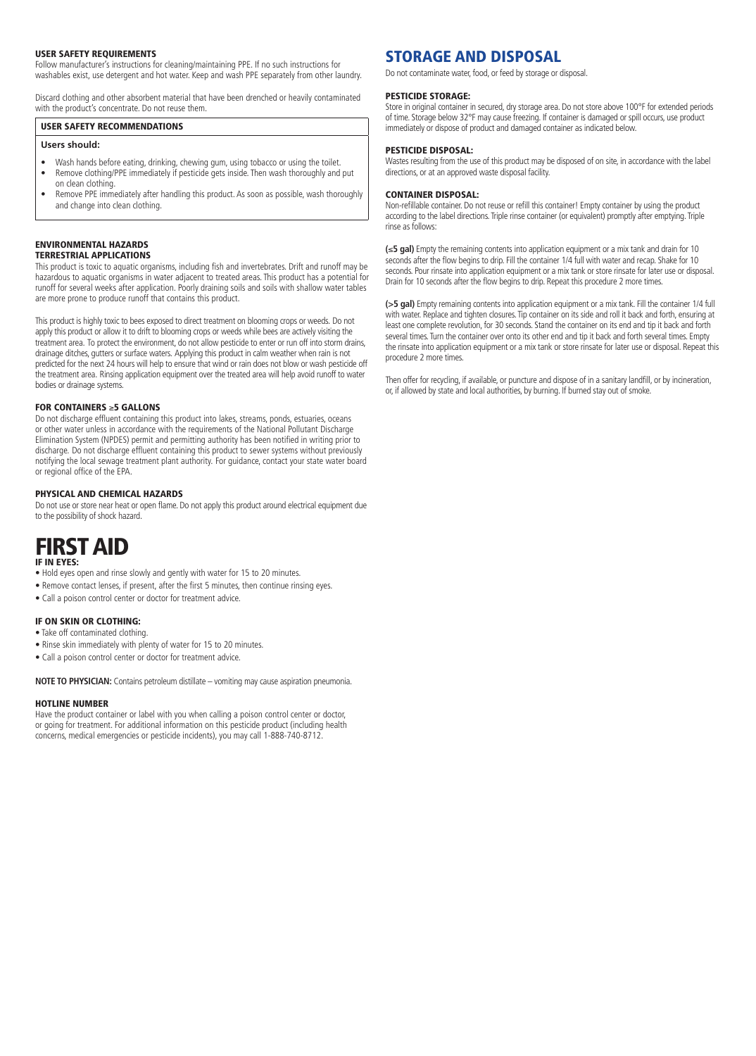### USER SAFETY REQUIREMENTS

Follow manufacturer's instructions for cleaning/maintaining PPE. If no such instructions for washables exist, use detergent and hot water. Keep and wash PPE separately from other laundry.

Discard clothing and other absorbent material that have been drenched or heavily contaminated with the product's concentrate. Do not reuse them.

### USER SAFETY RECOMMENDATIONS

**Users should:**

- Wash hands before eating, drinking, chewing gum, using tobacco or using the toilet.
- Remove clothing/PPE immediately if pesticide gets inside. Then wash thoroughly and put on clean clothing.
- Remove PPE immediately after handling this product. As soon as possible, wash thoroughly and change into clean clothing.

### ENVIRONMENTAL HAZARDS

### TERRESTRIAL APPLICATIONS

This product is toxic to aquatic organisms, including fish and invertebrates. Drift and runoff may be hazardous to aquatic organisms in water adjacent to treated areas. This product has a potential for runoff for several weeks after application. Poorly draining soils and soils with shallow water tables are more prone to produce runoff that contains this product.

This product is highly toxic to bees exposed to direct treatment on blooming crops or weeds. Do not apply this product or allow it to drift to blooming crops or weeds while bees are actively visiting the treatment area. To protect the environment, do not allow pesticide to enter or run off into storm drains, drainage ditches, gutters or surface waters. Applying this product in calm weather when rain is not predicted for the next 24 hours will help to ensure that wind or rain does not blow or wash pesticide off the treatment area. Rinsing application equipment over the treated area will help avoid runoff to water bodies or drainage systems.

### FOR CONTAINERS ≥5 GALLONS

Do not discharge effluent containing this product into lakes, streams, ponds, estuaries, oceans or other water unless in accordance with the requirements of the National Pollutant Discharge Elimination System (NPDES) permit and permitting authority has been notified in writing prior to discharge. Do not discharge effluent containing this product to sewer systems without previously notifying the local sewage treatment plant authority. For guidance, contact your state water board or regional office of the EPA.

### PHYSICAL AND CHEMICAL HAZARDS

Do not use or store near heat or open flame. Do not apply this product around electrical equipment due to the possibility of shock hazard.

# FIRST AID

### IF IN EYES:

- Hold eyes open and rinse slowly and gently with water for 15 to 20 minutes.
- Remove contact lenses, if present, after the first 5 minutes, then continue rinsing eyes.
- Call a poison control center or doctor for treatment advice.

### IF ON SKIN OR CLOTHING:

- Take off contaminated clothing.
- Rinse skin immediately with plenty of water for 15 to 20 minutes.
- Call a poison control center or doctor for treatment advice.

**NOTE TO PHYSICIAN:** Contains petroleum distillate – vomiting may cause aspiration pneumonia.

### HOTLINE NUMBER

Have the product container or label with you when calling a poison control center or doctor, or going for treatment. For additional information on this pesticide product (including health concerns, medical emergencies or pesticide incidents), you may call 1-888-740-8712.

## STORAGE AND DISPOSAL

Do not contaminate water, food, or feed by storage or disposal.

### PESTICIDE STORAGE:

Store in original container in secured, dry storage area. Do not store above 100°F for extended periods of time. Storage below 32°F may cause freezing. If container is damaged or spill occurs, use product immediately or dispose of product and damaged container as indicated below.

### PESTICIDE DISPOSAL:

Wastes resulting from the use of this product may be disposed of on site, in accordance with the label directions, or at an approved waste disposal facility.

### CONTAINER DISPOSAL:

Non-refillable container. Do not reuse or refill this container! Empty container by using the product according to the label directions. Triple rinse container (or equivalent) promptly after emptying. Triple rinse as follows:

**(≤5 gal)** Empty the remaining contents into application equipment or a mix tank and drain for 10 seconds after the flow begins to drip. Fill the container 1/4 full with water and recap. Shake for 10 seconds. Pour rinsate into application equipment or a mix tank or store rinsate for later use or disposal. Drain for 10 seconds after the flow begins to drip. Repeat this procedure 2 more times.

**(>5 gal)** Empty remaining contents into application equipment or a mix tank. Fill the container 1/4 full with water. Replace and tighten closures. Tip container on its side and roll it back and forth, ensuring at least one complete revolution, for 30 seconds. Stand the container on its end and tip it back and forth several times. Turn the container over onto its other end and tip it back and forth several times. Empty the rinsate into application equipment or a mix tank or store rinsate for later use or disposal. Repeat this procedure 2 more times.

Then offer for recycling, if available, or puncture and dispose of in a sanitary landfill, or by incineration, or, if allowed by state and local authorities, by burning. If burned stay out of smoke.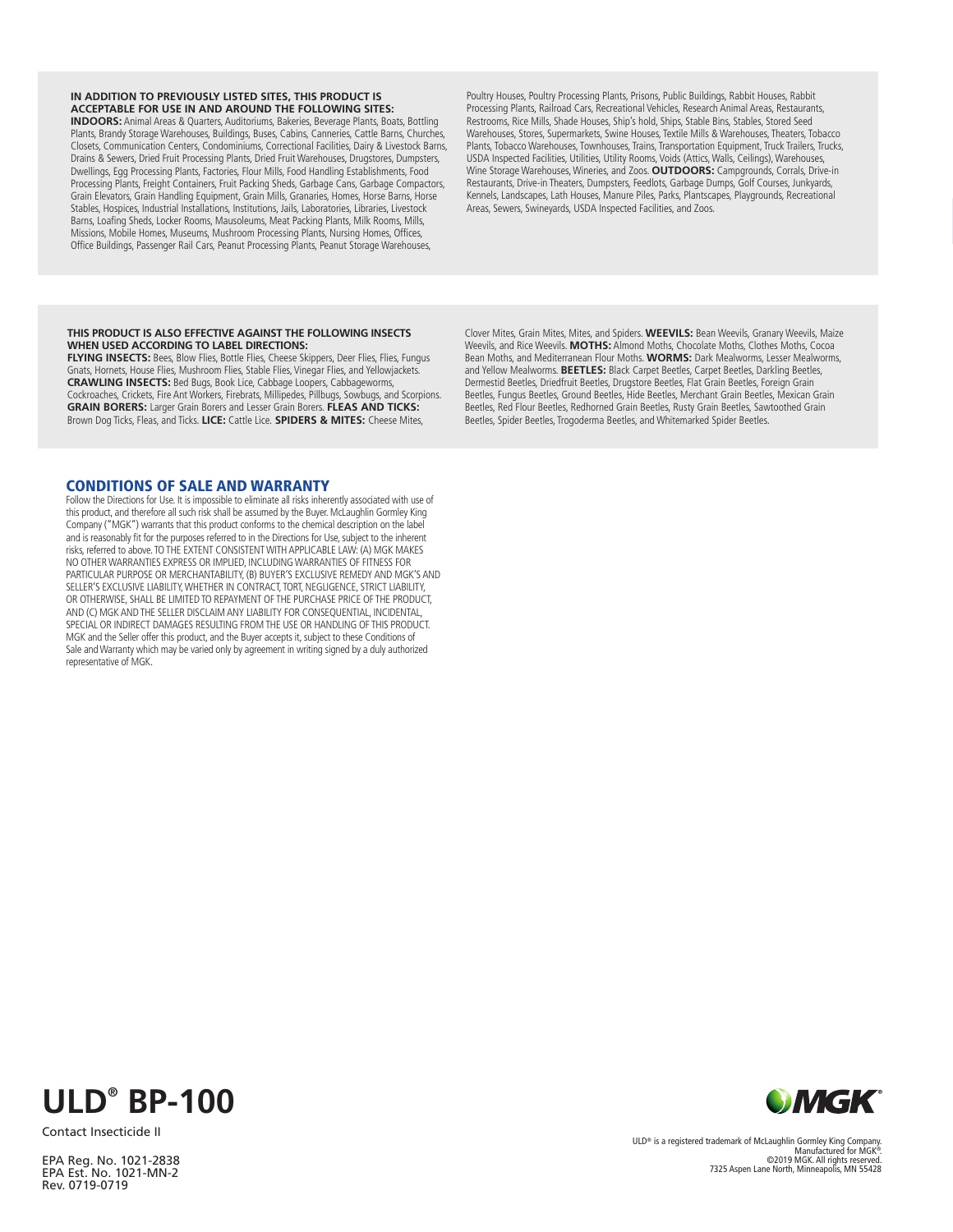**IN ADDITION TO PREVIOUSLY LISTED SITES, THIS PRODUCT IS ACCEPTABLE FOR USE IN AND AROUND THE FOLLOWING SITES:**
**INDOORS:** Animal Areas & Quarters, Auditoriums, Bakeries, Beverage Plants, Boats, Bottling Plants, Brandy Storage Warehouses, Buildings, Buses, Cabins, Canneries, Cattle Barns, Churches, Closets, Communication Centers, Condominiums, Correctional Facilities, Dairy & Livestock Barns, Drains & Sewers, Dried Fruit Processing Plants, Dried Fruit Warehouses, Drugstores, Dumpsters, Dwellings, Egg Processing Plants, Factories, Flour Mills, Food Handling Establishments, Food Processing Plants, Freight Containers, Fruit Packing Sheds, Garbage Cans, Garbage Compactors, Grain Elevators, Grain Handling Equipment, Grain Mills, Granaries, Homes, Horse Barns, Horse Stables, Hospices, Industrial Installations, Institutions, Jails, Laboratories, Libraries, Livestock Barns, Loafing Sheds, Locker Rooms, Mausoleums, Meat Packing Plants, Milk Rooms, Mills, Missions, Mobile Homes, Museums, Mushroom Processing Plants, Nursing Homes, Offices, Office Buildings, Passenger Rail Cars, Peanut Processing Plants, Peanut Storage Warehouses, Poultry Houses, Poultry Processing Plants, Prisons, Public Buildings, Rabbit Houses, Rabbit Processing Plants, Railroad Cars, Recreational Vehicles, Research Animal Areas, Restaurants, Restrooms, Rice Mills, Shade Houses, Ship's hold, Ships, Stable Bins, Stables, Stored Seed Warehouses, Stores, Supermarkets, Swine Houses, Textile Mills & Warehouses, Theaters, Tobacco Plants, Tobacco Warehouses, Townhouses, Trains, Transportation Equipment, Truck Trailers, Trucks, USDA Inspected Facilities, Utilities, Utility Rooms, Voids (Attics, Walls, Ceilings), Warehouses, Wine Storage Warehouses, Wineries, and Zoos. **OUTDOORS:** Campgrounds, Corrals, Drive-in Restaurants, Drive-in Theaters, Dumpsters, Feedlots, Garbage Dumps, Golf Courses, Junkyards, Kennels, Landscapes, Lath Houses, Manure Piles, Parks, Plantscapes, Playgrounds, Recreational Areas, Sewers, Swineyards, USDA Inspected Facilities, and Zoos.

**THIS PRODUCT IS ALSO EFFECTIVE AGAINST THE FOLLOWING INSECTS WHEN USED ACCORDING TO LABEL DIRECTIONS:**
**FLYING INSECTS:** Bees, Blow Flies, Bottle Flies, Cheese Skippers, Deer Flies, Flies, Fungus Gnats, Hornets, House Flies, Mushroom Flies, Stable Flies, Vinegar Flies, and Yellowjackets. **CRAWLING INSECTS:** Bed Bugs, Book Lice, Cabbage Loopers, Cabbageworms, Cockroaches, Crickets, Fire Ant Workers, Firebrats, Millipedes, Pillbugs, Sowbugs, and Scorpions. **GRAIN BORERS:** Larger Grain Borers and Lesser Grain Borers. **FLEAS AND TICKS:** Brown Dog Ticks, Fleas, and Ticks. **LICE:** Cattle Lice. **SPIDERS & MITES:** Cheese Mites, Clover Mites, Grain Mites, Mites, and Spiders. **WEEVILS:** Bean Weevils, Granary Weevils, Maize Weevils, and Rice Weevils. **MOTHS:** Almond Moths, Chocolate Moths, Clothes Moths, Cocoa Bean Moths, and Mediterranean Flour Moths. **WORMS:** Dark Mealworms, Lesser Mealworms, and Yellow Mealworms. **BEETLES:** Black Carpet Beetles, Carpet Beetles, Darkling Beetles, Dermestid Beetles, Driedfruit Beetles, Drugstore Beetles, Flat Grain Beetles, Foreign Grain Beetles, Fungus Beetles, Ground Beetles, Hide Beetles, Merchant Grain Beetles, Mexican Grain Beetles, Red Flour Beetles, Redhorned Grain Beetles, Rusty Grain Beetles, Sawtoothed Grain Beetles, Spider Beetles, Trogoderma Beetles, and Whitemarked Spider Beetles.

## CONDITIONS OF SALE AND WARRANTY

Follow the Directions for Use. It is impossible to eliminate all risks inherently associated with use of this product, and therefore all such risk shall be assumed by the Buyer. McLaughlin Gormley King Company ("MGK") warrants that this product conforms to the chemical description on the label and is reasonably fit for the purposes referred to in the Directions for Use, subject to the inherent risks, referred to above. TO THE EXTENT CONSISTENT WITH APPLICABLE LAW: (A) MGK MAKES NO OTHER WARRANTIES EXPRESS OR IMPLIED, INCLUDING WARRANTIES OF FITNESS FOR PARTICULAR PURPOSE OR MERCHANTABILITY, (B) BUYER'S EXCLUSIVE REMEDY AND MGK'S AND SELLER'S EXCLUSIVE LIABILITY, WHETHER IN CONTRACT, TORT, NEGLIGENCE, STRICT LIABILITY, OR OTHERWISE, SHALL BE LIMITED TO REPAYMENT OF THE PURCHASE PRICE OF THE PRODUCT, AND (C) MGK AND THE SELLER DISCLAIM ANY LIABILITY FOR CONSEQUENTIAL, INCIDENTAL, SPECIAL OR INDIRECT DAMAGES RESULTING FROM THE USE OR HANDLING OF THIS PRODUCT. MGK and the Seller offer this product, and the Buyer accepts it, subject to these Conditions of Sale and Warranty which may be varied only by agreement in writing signed by a duly authorized representative of MGK.

# ULD® BP-100

Contact Insecticide II

EPA Reg. No. 1021-2838
EPA Est. No. 1021-MN-2
Rev. 0719-0719

MGK®

ULD® is a registered trademark of McLaughlin Gormley King Company.
Manufactured for MGK®.
©2019 MGK. All rights reserved.
7325 Aspen Lane North, Minneapolis, MN 55428